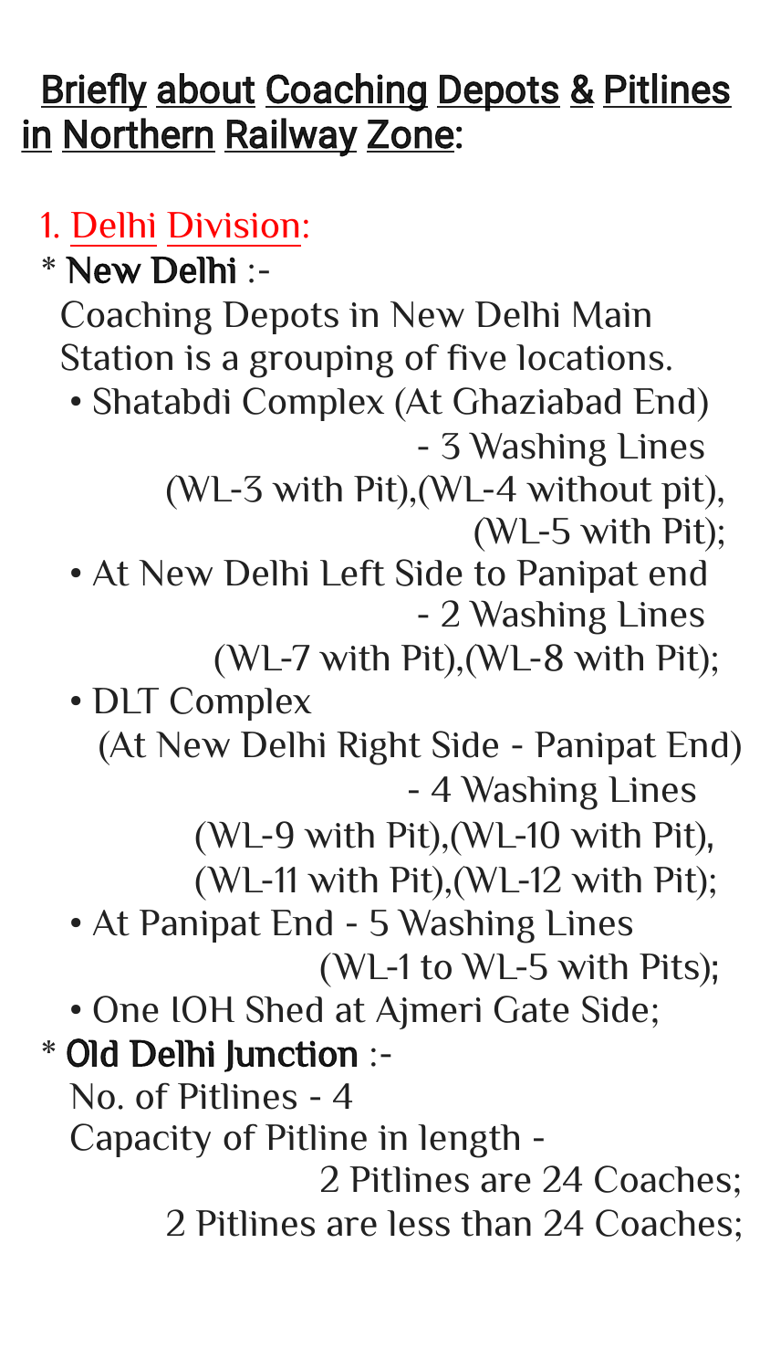# Briefly about Coaching Depots & Pitlines in Northern Railway Zone:

## 1. Delhi Division:

* **New Delhi** :-

  Coaching Depots in New Delhi Main Station is a grouping of five locations.

  - Shatabdi Complex (At Ghaziabad End) - 3 Washing Lines (WL-3 with Pit),(WL-4 without pit), (WL-5 with Pit);
  - At New Delhi Left Side to Panipat end - 2 Washing Lines (WL-7 with Pit),(WL-8 with Pit);
  - DLT Complex (At New Delhi Right Side - Panipat End) - 4 Washing Lines (WL-9 with Pit),(WL-10 with Pit), (WL-11 with Pit),(WL-12 with Pit);
  - At Panipat End - 5 Washing Lines (WL-1 to WL-5 with Pits);
  - One IOH Shed at Ajmeri Gate Side;

* **Old Delhi Junction** :-

  No. of Pitlines - 4

  Capacity of Pitline in length - 2 Pitlines are 24 Coaches; 2 Pitlines are less than 24 Coaches;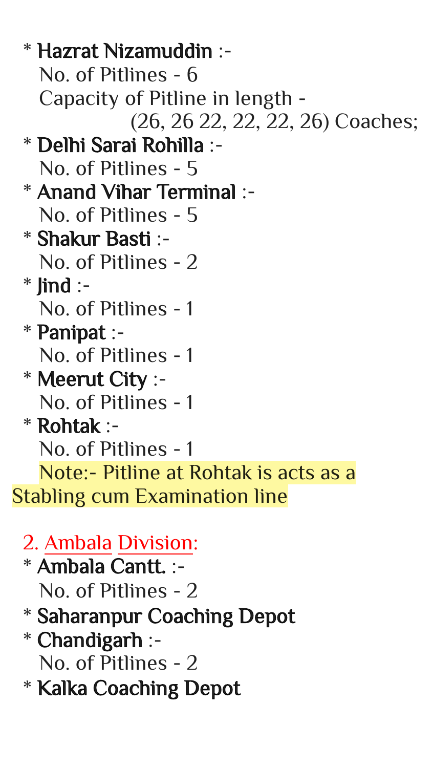* **Hazrat Nizamuddin** :-
  No. of Pitlines - 6
  Capacity of Pitline in length -
  (26, 26 22, 22, 22, 26) Coaches;
* **Delhi Sarai Rohilla** :-
  No. of Pitlines - 5
* **Anand Vihar Terminal** :-
  No. of Pitlines - 5
* **Shakur Basti** :-
  No. of Pitlines - 2
* **Jind** :-
  No. of Pitlines - 1
* **Panipat** :-
  No. of Pitlines - 1
* **Meerut City** :-
  No. of Pitlines - 1
* **Rohtak** :-
  No. of Pitlines - 1
  Note:- Pitline at Rohtak is acts as a Stabling cum Examination line

## 2. Ambala Division:

* **Ambala Cantt.** :-
  No. of Pitlines - 2
* **Saharanpur Coaching Depot**
* **Chandigarh** :-
  No. of Pitlines - 2
* **Kalka Coaching Depot**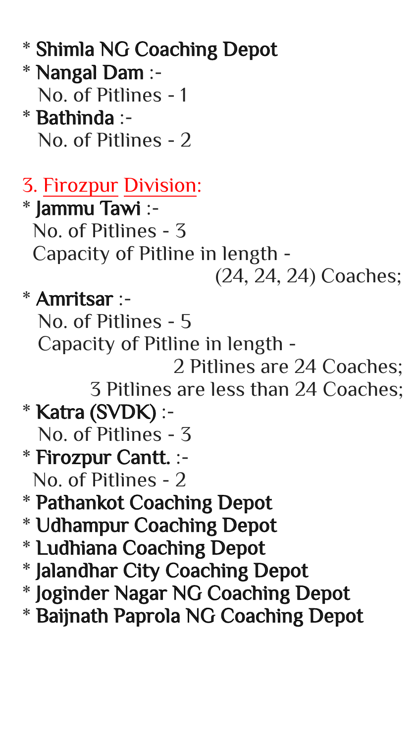* **Shimla NG Coaching Depot**
* **Nangal Dam** :-
  No. of Pitlines - 1
* **Bathinda** :-
  No. of Pitlines - 2

## 3. Firozpur Division:

* **Jammu Tawi** :-
  No. of Pitlines - 3
  Capacity of Pitline in length -
  (24, 24, 24) Coaches;
* **Amritsar** :-
  No. of Pitlines - 5
  Capacity of Pitline in length -
  2 Pitlines are 24 Coaches;
  3 Pitlines are less than 24 Coaches;
* **Katra (SVDK)** :-
  No. of Pitlines - 3
* **Firozpur Cantt.** :-
  No. of Pitlines - 2
* **Pathankot Coaching Depot**
* **Udhampur Coaching Depot**
* **Ludhiana Coaching Depot**
* **Jalandhar City Coaching Depot**
* **Joginder Nagar NG Coaching Depot**
* **Baijnath Paprola NG Coaching Depot**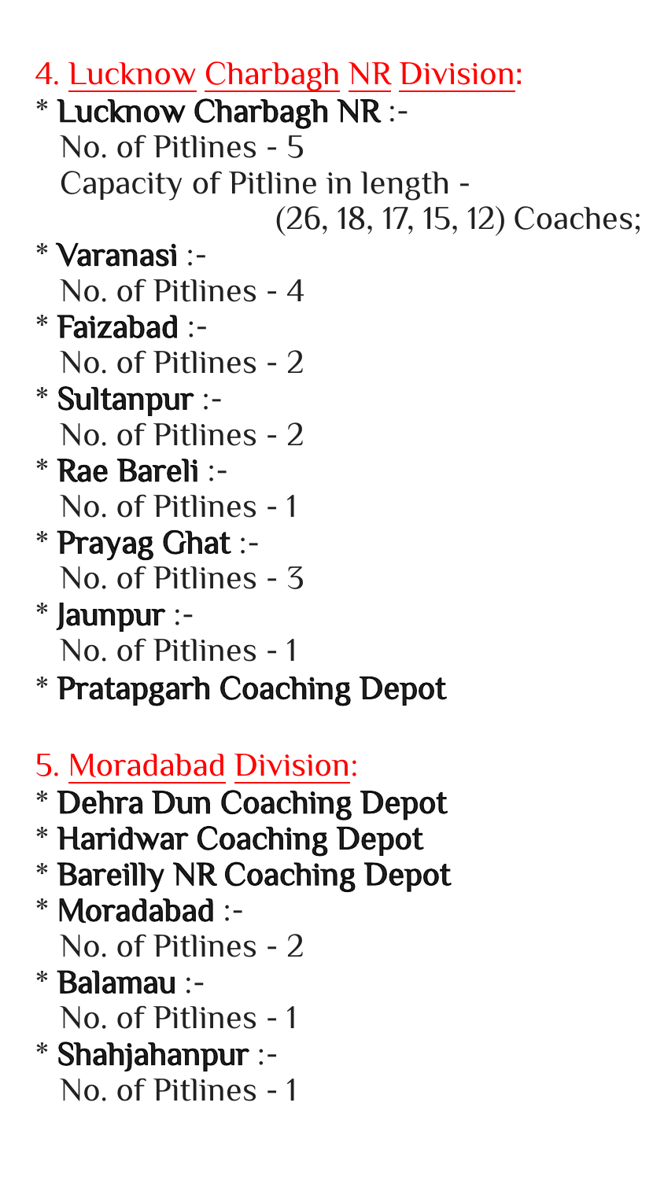## 4. Lucknow Charbagh NR Division:

* **Lucknow Charbagh NR** :-
  No. of Pitlines - 5
  Capacity of Pitline in length -
  (26, 18, 17, 15, 12) Coaches;
* **Varanasi** :-
  No. of Pitlines - 4
* **Faizabad** :-
  No. of Pitlines - 2
* **Sultanpur** :-
  No. of Pitlines - 2
* **Rae Bareli** :-
  No. of Pitlines - 1
* **Prayag Ghat** :-
  No. of Pitlines - 3
* **Jaunpur** :-
  No. of Pitlines - 1
* **Pratapgarh Coaching Depot**

## 5. Moradabad Division:

* **Dehra Dun Coaching Depot**
* **Haridwar Coaching Depot**
* **Bareilly NR Coaching Depot**
* **Moradabad** :-
  No. of Pitlines - 2
* **Balamau** :-
  No. of Pitlines - 1
* **Shahjahanpur** :-
  No. of Pitlines - 1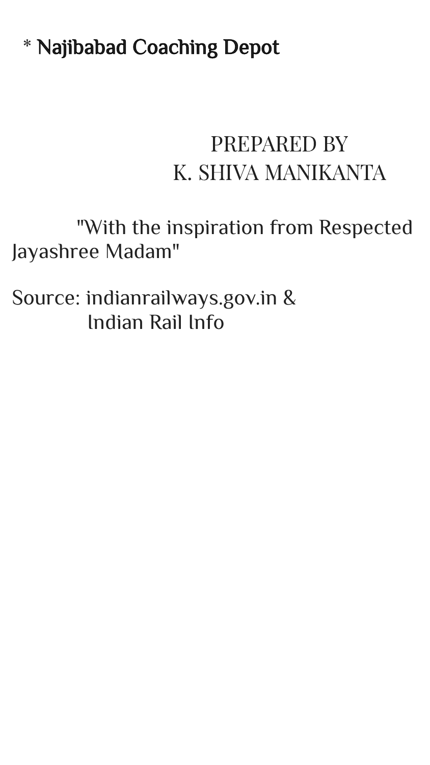* **Najibabad Coaching Depot**

PREPARED BY
K. SHIVA MANIKANTA

"With the inspiration from Respected Jayashree Madam"

Source: indianrailways.gov.in &
Indian Rail Info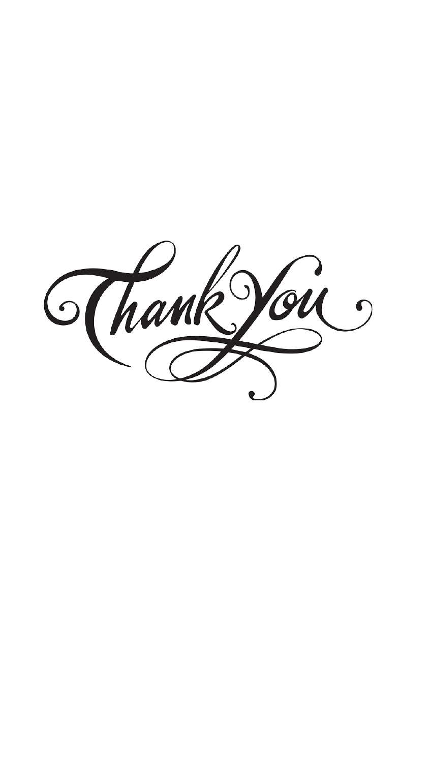Thank You